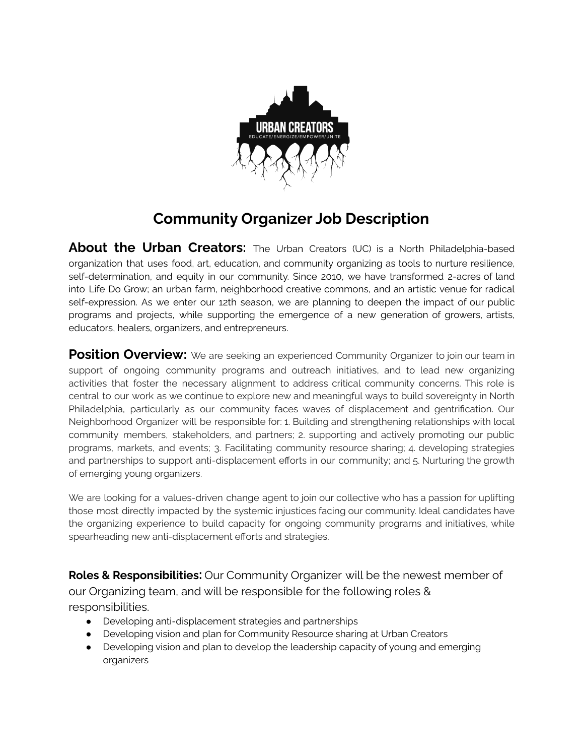# Community Organizer Job Description

**About the Urban Creators:** The Urban Creators (UC) is a North Philadelphia-based organization that uses food, art, education, and community organizing as tools to nurture resilience, self-determination, and equity in our community. Since 2010, we have transformed 2-acres of land into Life Do Grow; an urban farm, neighborhood creative commons, and an artistic venue for radical self-expression. As we enter our 12th season, we are planning to deepen the impact of our public programs and projects, while supporting the emergence of a new generation of growers, artists, educators, healers, organizers, and entrepreneurs.

**Position Overview:** We are seeking an experienced Community Organizer to join our team in support of ongoing community programs and outreach initiatives, and to lead new organizing activities that foster the necessary alignment to address critical community concerns. This role is central to our work as we continue to explore new and meaningful ways to build sovereignty in North Philadelphia, particularly as our community faces waves of displacement and gentrification. Our Neighborhood Organizer will be responsible for: 1. Building and strengthening relationships with local community members, stakeholders, and partners; 2. supporting and actively promoting our public programs, markets, and events; 3. Facilitating community resource sharing; 4. developing strategies and partnerships to support anti-displacement efforts in our community; and 5. Nurturing the growth of emerging young organizers.

We are looking for a values-driven change agent to join our collective who has a passion for uplifting those most directly impacted by the systemic injustices facing our community. Ideal candidates have the organizing experience to build capacity for ongoing community programs and initiatives, while spearheading new anti-displacement efforts and strategies.

**Roles & Responsibilities:** Our Community Organizer will be the newest member of our Organizing team, and will be responsible for the following roles & responsibilities.

- Developing anti-displacement strategies and partnerships
- Developing vision and plan for Community Resource sharing at Urban Creators
- Developing vision and plan to develop the leadership capacity of young and emerging organizers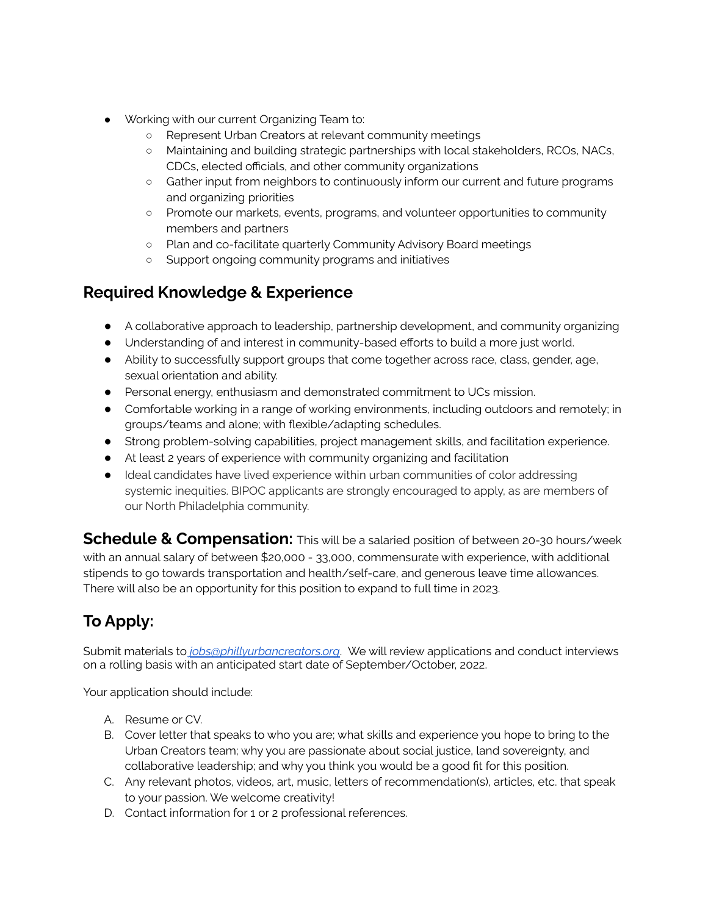- Working with our current Organizing Team to:
  - Represent Urban Creators at relevant community meetings
  - Maintaining and building strategic partnerships with local stakeholders, RCOs, NACs, CDCs, elected officials, and other community organizations
  - Gather input from neighbors to continuously inform our current and future programs and organizing priorities
  - Promote our markets, events, programs, and volunteer opportunities to community members and partners
  - Plan and co-facilitate quarterly Community Advisory Board meetings
  - Support ongoing community programs and initiatives

## Required Knowledge & Experience

- A collaborative approach to leadership, partnership development, and community organizing
- Understanding of and interest in community-based efforts to build a more just world.
- Ability to successfully support groups that come together across race, class, gender, age, sexual orientation and ability.
- Personal energy, enthusiasm and demonstrated commitment to UCs mission.
- Comfortable working in a range of working environments, including outdoors and remotely; in groups/teams and alone; with flexible/adapting schedules.
- Strong problem-solving capabilities, project management skills, and facilitation experience.
- At least 2 years of experience with community organizing and facilitation
- Ideal candidates have lived experience within urban communities of color addressing systemic inequities. BIPOC applicants are strongly encouraged to apply, as are members of our North Philadelphia community.

**Schedule & Compensation:** This will be a salaried position of between 20-30 hours/week with an annual salary of between $20,000 - 33,000, commensurate with experience, with additional stipends to go towards transportation and health/self-care, and generous leave time allowances. There will also be an opportunity for this position to expand to full time in 2023.

## To Apply:

Submit materials to *jobs@phillyurbancreators.org*. We will review applications and conduct interviews on a rolling basis with an anticipated start date of September/October, 2022.

Your application should include:

A. Resume or CV.
B. Cover letter that speaks to who you are; what skills and experience you hope to bring to the Urban Creators team; why you are passionate about social justice, land sovereignty, and collaborative leadership; and why you think you would be a good fit for this position.
C. Any relevant photos, videos, art, music, letters of recommendation(s), articles, etc. that speak to your passion. We welcome creativity!
D. Contact information for 1 or 2 professional references.